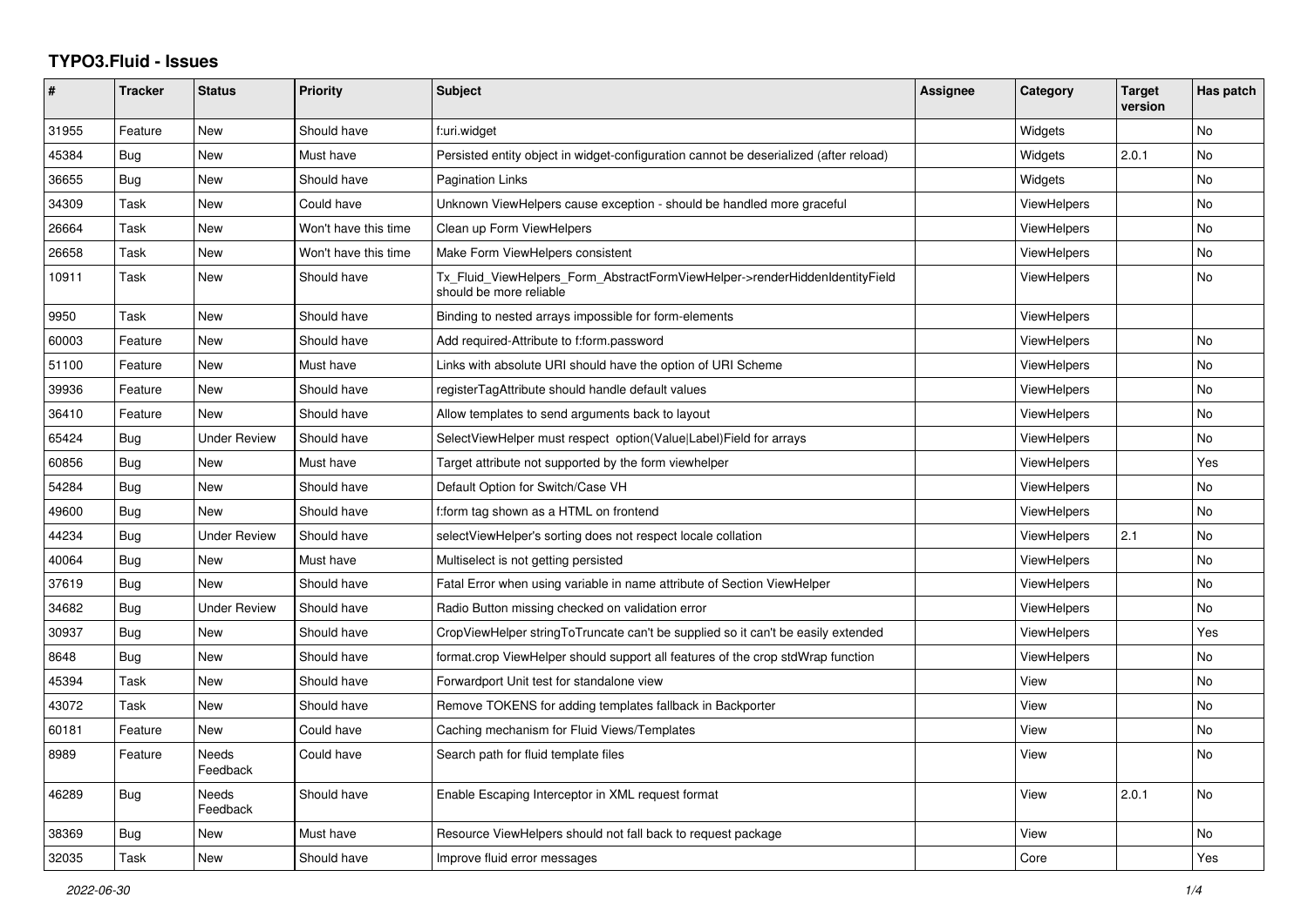# TYPO3.Fluid - Issues

| # | Tracker | Status | Priority | Subject | Assignee | Category | Target version | Has patch |
|---|---|---|---|---|---|---|---|---|
| 31955 | Feature | New | Should have | f:uri.widget | | Widgets | | No |
| 45384 | Bug | New | Must have | Persisted entity object in widget-configuration cannot be deserialized (after reload) | | Widgets | 2.0.1 | No |
| 36655 | Bug | New | Should have | Pagination Links | | Widgets | | No |
| 34309 | Task | New | Could have | Unknown ViewHelpers cause exception - should be handled more graceful | | ViewHelpers | | No |
| 26664 | Task | New | Won't have this time | Clean up Form ViewHelpers | | ViewHelpers | | No |
| 26658 | Task | New | Won't have this time | Make Form ViewHelpers consistent | | ViewHelpers | | No |
| 10911 | Task | New | Should have | Tx_Fluid_ViewHelpers_Form_AbstractFormViewHelper->renderHiddenIdentityField should be more reliable | | ViewHelpers | | No |
| 9950 | Task | New | Should have | Binding to nested arrays impossible for form-elements | | ViewHelpers | | |
| 60003 | Feature | New | Should have | Add required-Attribute to f:form.password | | ViewHelpers | | No |
| 51100 | Feature | New | Must have | Links with absolute URI should have the option of URI Scheme | | ViewHelpers | | No |
| 39936 | Feature | New | Should have | registerTagAttribute should handle default values | | ViewHelpers | | No |
| 36410 | Feature | New | Should have | Allow templates to send arguments back to layout | | ViewHelpers | | No |
| 65424 | Bug | Under Review | Should have | SelectViewHelper must respect option(Value\|Label)Field for arrays | | ViewHelpers | | No |
| 60856 | Bug | New | Must have | Target attribute not supported by the form viewhelper | | ViewHelpers | | Yes |
| 54284 | Bug | New | Should have | Default Option for Switch/Case VH | | ViewHelpers | | No |
| 49600 | Bug | New | Should have | f:form tag shown as a HTML on frontend | | ViewHelpers | | No |
| 44234 | Bug | Under Review | Should have | selectViewHelper's sorting does not respect locale collation | | ViewHelpers | 2.1 | No |
| 40064 | Bug | New | Must have | Multiselect is not getting persisted | | ViewHelpers | | No |
| 37619 | Bug | New | Should have | Fatal Error when using variable in name attribute of Section ViewHelper | | ViewHelpers | | No |
| 34682 | Bug | Under Review | Should have | Radio Button missing checked on validation error | | ViewHelpers | | No |
| 30937 | Bug | New | Should have | CropViewHelper stringToTruncate can't be supplied so it can't be easily extended | | ViewHelpers | | Yes |
| 8648 | Bug | New | Should have | format.crop ViewHelper should support all features of the crop stdWrap function | | ViewHelpers | | No |
| 45394 | Task | New | Should have | Forwardport Unit test for standalone view | | View | | No |
| 43072 | Task | New | Should have | Remove TOKENS for adding templates fallback in Backporter | | View | | No |
| 60181 | Feature | New | Could have | Caching mechanism for Fluid Views/Templates | | View | | No |
| 8989 | Feature | Needs Feedback | Could have | Search path for fluid template files | | View | | No |
| 46289 | Bug | Needs Feedback | Should have | Enable Escaping Interceptor in XML request format | | View | 2.0.1 | No |
| 38369 | Bug | New | Must have | Resource ViewHelpers should not fall back to request package | | View | | No |
| 32035 | Task | New | Should have | Improve fluid error messages | | Core | | Yes |

*2022-06-30*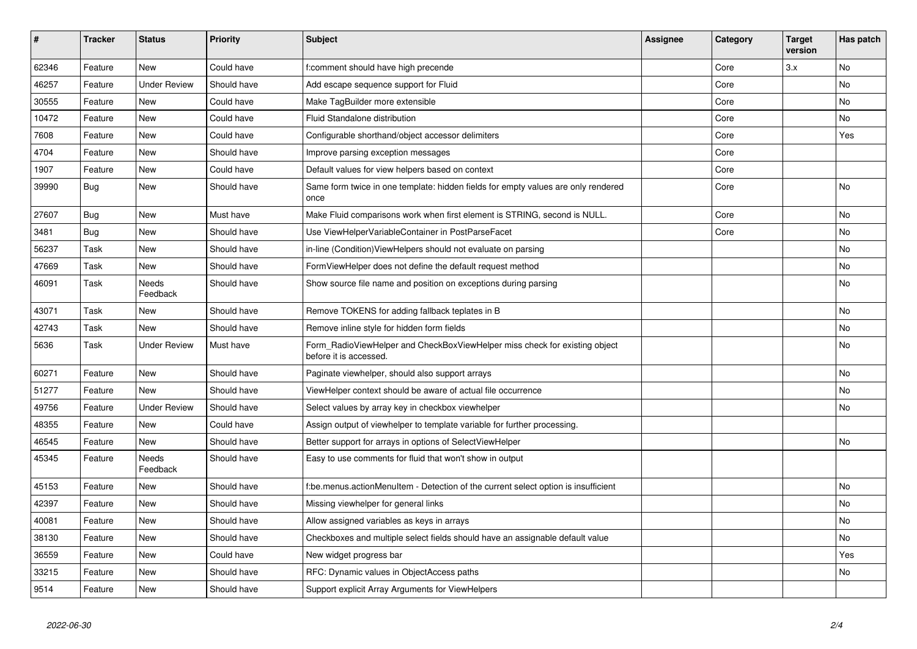| # | Tracker | Status | Priority | Subject | Assignee | Category | Target version | Has patch |
|---|---|---|---|---|---|---|---|---|
| 62346 | Feature | New | Could have | f:comment should have high precende | | Core | 3.x | No |
| 46257 | Feature | Under Review | Should have | Add escape sequence support for Fluid | | Core | | No |
| 30555 | Feature | New | Could have | Make TagBuilder more extensible | | Core | | No |
| 10472 | Feature | New | Could have | Fluid Standalone distribution | | Core | | No |
| 7608 | Feature | New | Could have | Configurable shorthand/object accessor delimiters | | Core | | Yes |
| 4704 | Feature | New | Should have | Improve parsing exception messages | | Core | | |
| 1907 | Feature | New | Could have | Default values for view helpers based on context | | Core | | |
| 39990 | Bug | New | Should have | Same form twice in one template: hidden fields for empty values are only rendered once | | Core | | No |
| 27607 | Bug | New | Must have | Make Fluid comparisons work when first element is STRING, second is NULL. | | Core | | No |
| 3481 | Bug | New | Should have | Use ViewHelperVariableContainer in PostParseFacet | | Core | | No |
| 56237 | Task | New | Should have | in-line (Condition)ViewHelpers should not evaluate on parsing | | | | No |
| 47669 | Task | New | Should have | FormViewHelper does not define the default request method | | | | No |
| 46091 | Task | Needs Feedback | Should have | Show source file name and position on exceptions during parsing | | | | No |
| 43071 | Task | New | Should have | Remove TOKENS for adding fallback teplates in B | | | | No |
| 42743 | Task | New | Should have | Remove inline style for hidden form fields | | | | No |
| 5636 | Task | Under Review | Must have | Form_RadioViewHelper and CheckBoxViewHelper miss check for existing object before it is accessed. | | | | No |
| 60271 | Feature | New | Should have | Paginate viewhelper, should also support arrays | | | | No |
| 51277 | Feature | New | Should have | ViewHelper context should be aware of actual file occurrence | | | | No |
| 49756 | Feature | Under Review | Should have | Select values by array key in checkbox viewhelper | | | | No |
| 48355 | Feature | New | Could have | Assign output of viewhelper to template variable for further processing. | | | | |
| 46545 | Feature | New | Should have | Better support for arrays in options of SelectViewHelper | | | | No |
| 45345 | Feature | Needs Feedback | Should have | Easy to use comments for fluid that won't show in output | | | | |
| 45153 | Feature | New | Should have | f:be.menus.actionMenuItem - Detection of the current select option is insufficient | | | | No |
| 42397 | Feature | New | Should have | Missing viewhelper for general links | | | | No |
| 40081 | Feature | New | Should have | Allow assigned variables as keys in arrays | | | | No |
| 38130 | Feature | New | Should have | Checkboxes and multiple select fields should have an assignable default value | | | | No |
| 36559 | Feature | New | Could have | New widget progress bar | | | | Yes |
| 33215 | Feature | New | Should have | RFC: Dynamic values in ObjectAccess paths | | | | No |
| 9514 | Feature | New | Should have | Support explicit Array Arguments for ViewHelpers | | | | |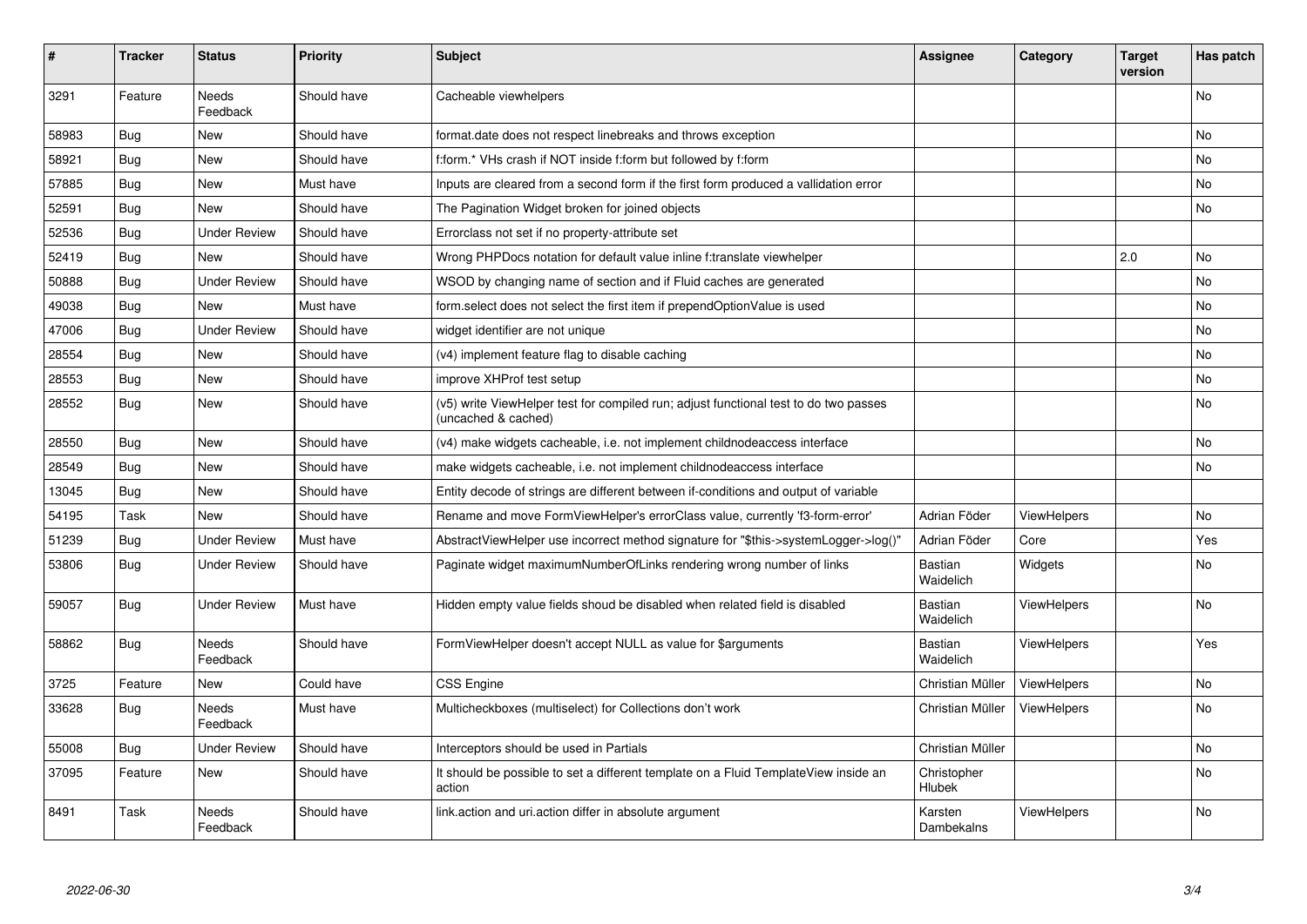| # | Tracker | Status | Priority | Subject | Assignee | Category | Target version | Has patch |
|---|---|---|---|---|---|---|---|---|
| 3291 | Feature | Needs Feedback | Should have | Cacheable viewhelpers | | | | No |
| 58983 | Bug | New | Should have | format.date does not respect linebreaks and throws exception | | | | No |
| 58921 | Bug | New | Should have | f:form.* VHs crash if NOT inside f:form but followed by f:form | | | | No |
| 57885 | Bug | New | Must have | Inputs are cleared from a second form if the first form produced a vallidation error | | | | No |
| 52591 | Bug | New | Should have | The Pagination Widget broken for joined objects | | | | No |
| 52536 | Bug | Under Review | Should have | Errorclass not set if no property-attribute set | | | | |
| 52419 | Bug | New | Should have | Wrong PHPDocs notation for default value inline f:translate viewhelper | | | 2.0 | No |
| 50888 | Bug | Under Review | Should have | WSOD by changing name of section and if Fluid caches are generated | | | | No |
| 49038 | Bug | New | Must have | form.select does not select the first item if prependOptionValue is used | | | | No |
| 47006 | Bug | Under Review | Should have | widget identifier are not unique | | | | No |
| 28554 | Bug | New | Should have | (v4) implement feature flag to disable caching | | | | No |
| 28553 | Bug | New | Should have | improve XHProf test setup | | | | No |
| 28552 | Bug | New | Should have | (v5) write ViewHelper test for compiled run; adjust functional test to do two passes (uncached & cached) | | | | No |
| 28550 | Bug | New | Should have | (v4) make widgets cacheable, i.e. not implement childnodeaccess interface | | | | No |
| 28549 | Bug | New | Should have | make widgets cacheable, i.e. not implement childnodeaccess interface | | | | No |
| 13045 | Bug | New | Should have | Entity decode of strings are different between if-conditions and output of variable | | | | |
| 54195 | Task | New | Should have | Rename and move FormViewHelper's errorClass value, currently 'f3-form-error' | Adrian Föder | ViewHelpers | | No |
| 51239 | Bug | Under Review | Must have | AbstractViewHelper use incorrect method signature for "$this->systemLogger->log()" | Adrian Föder | Core | | Yes |
| 53806 | Bug | Under Review | Should have | Paginate widget maximumNumberOfLinks rendering wrong number of links | Bastian Waidelich | Widgets | | No |
| 59057 | Bug | Under Review | Must have | Hidden empty value fields shoud be disabled when related field is disabled | Bastian Waidelich | ViewHelpers | | No |
| 58862 | Bug | Needs Feedback | Should have | FormViewHelper doesn't accept NULL as value for $arguments | Bastian Waidelich | ViewHelpers | | Yes |
| 3725 | Feature | New | Could have | CSS Engine | Christian Müller | ViewHelpers | | No |
| 33628 | Bug | Needs Feedback | Must have | Multicheckboxes (multiselect) for Collections don't work | Christian Müller | ViewHelpers | | No |
| 55008 | Bug | Under Review | Should have | Interceptors should be used in Partials | Christian Müller | | | No |
| 37095 | Feature | New | Should have | It should be possible to set a different template on a Fluid TemplateView inside an action | Christopher Hlubek | | | No |
| 8491 | Task | Needs Feedback | Should have | link.action and uri.action differ in absolute argument | Karsten Dambekalns | ViewHelpers | | No |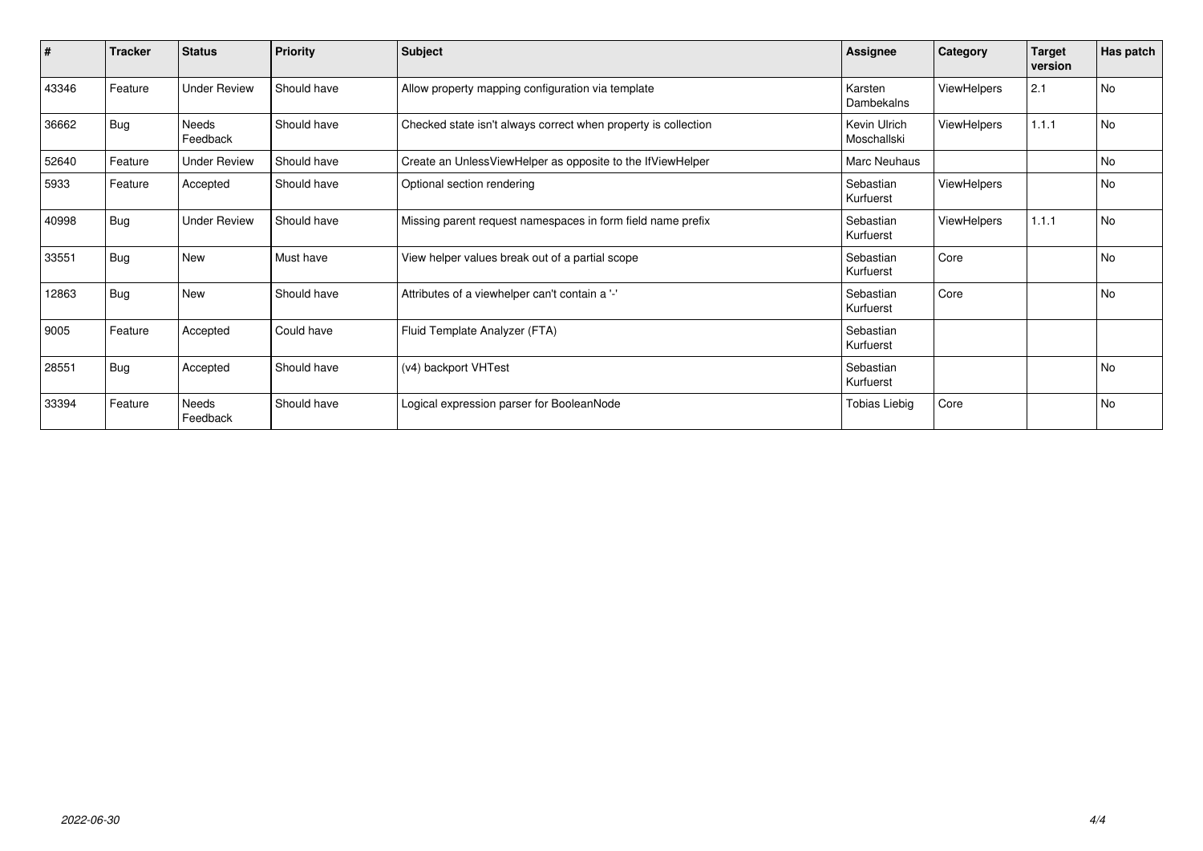| # | Tracker | Status | Priority | Subject | Assignee | Category | Target version | Has patch |
|---|---|---|---|---|---|---|---|---|
| 43346 | Feature | Under Review | Should have | Allow property mapping configuration via template | Karsten Dambekalns | ViewHelpers | 2.1 | No |
| 36662 | Bug | Needs Feedback | Should have | Checked state isn't always correct when property is collection | Kevin Ulrich Moschallski | ViewHelpers | 1.1.1 | No |
| 52640 | Feature | Under Review | Should have | Create an UnlessViewHelper as opposite to the IfViewHelper | Marc Neuhaus | | | No |
| 5933 | Feature | Accepted | Should have | Optional section rendering | Sebastian Kurfuerst | ViewHelpers | | No |
| 40998 | Bug | Under Review | Should have | Missing parent request namespaces in form field name prefix | Sebastian Kurfuerst | ViewHelpers | 1.1.1 | No |
| 33551 | Bug | New | Must have | View helper values break out of a partial scope | Sebastian Kurfuerst | Core | | No |
| 12863 | Bug | New | Should have | Attributes of a viewhelper can't contain a '-' | Sebastian Kurfuerst | Core | | No |
| 9005 | Feature | Accepted | Could have | Fluid Template Analyzer (FTA) | Sebastian Kurfuerst | | | |
| 28551 | Bug | Accepted | Should have | (v4) backport VHTest | Sebastian Kurfuerst | | | No |
| 33394 | Feature | Needs Feedback | Should have | Logical expression parser for BooleanNode | Tobias Liebig | Core | | No |